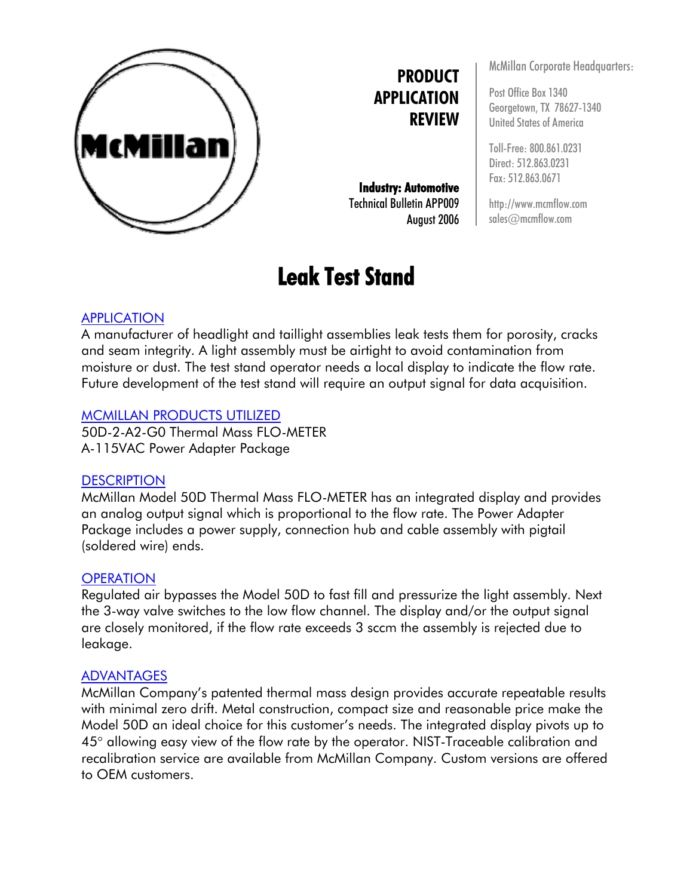McMillan

**PRODUCT APPLICATION REVIEW**

**Industry: Automotive**
Technical Bulletin APP009
August 2006

McMillan Corporate Headquarters:

Post Office Box 1340
Georgetown, TX 78627-1340
United States of America

Toll-Free: 800.861.0231
Direct: 512.863.0231
Fax: 512.863.0671

http://www.mcmflow.com
sales@mcmflow.com

# Leak Test Stand

## APPLICATION

A manufacturer of headlight and taillight assemblies leak tests them for porosity, cracks and seam integrity. A light assembly must be airtight to avoid contamination from moisture or dust. The test stand operator needs a local display to indicate the flow rate. Future development of the test stand will require an output signal for data acquisition.

## MCMILLAN PRODUCTS UTILIZED

50D-2-A2-G0 Thermal Mass FLO-METER
A-115VAC Power Adapter Package

## DESCRIPTION

McMillan Model 50D Thermal Mass FLO-METER has an integrated display and provides an analog output signal which is proportional to the flow rate. The Power Adapter Package includes a power supply, connection hub and cable assembly with pigtail (soldered wire) ends.

## OPERATION

Regulated air bypasses the Model 50D to fast fill and pressurize the light assembly. Next the 3-way valve switches to the low flow channel. The display and/or the output signal are closely monitored, if the flow rate exceeds 3 sccm the assembly is rejected due to leakage.

## ADVANTAGES

McMillan Company's patented thermal mass design provides accurate repeatable results with minimal zero drift. Metal construction, compact size and reasonable price make the Model 50D an ideal choice for this customer's needs. The integrated display pivots up to 45° allowing easy view of the flow rate by the operator. NIST-Traceable calibration and recalibration service are available from McMillan Company. Custom versions are offered to OEM customers.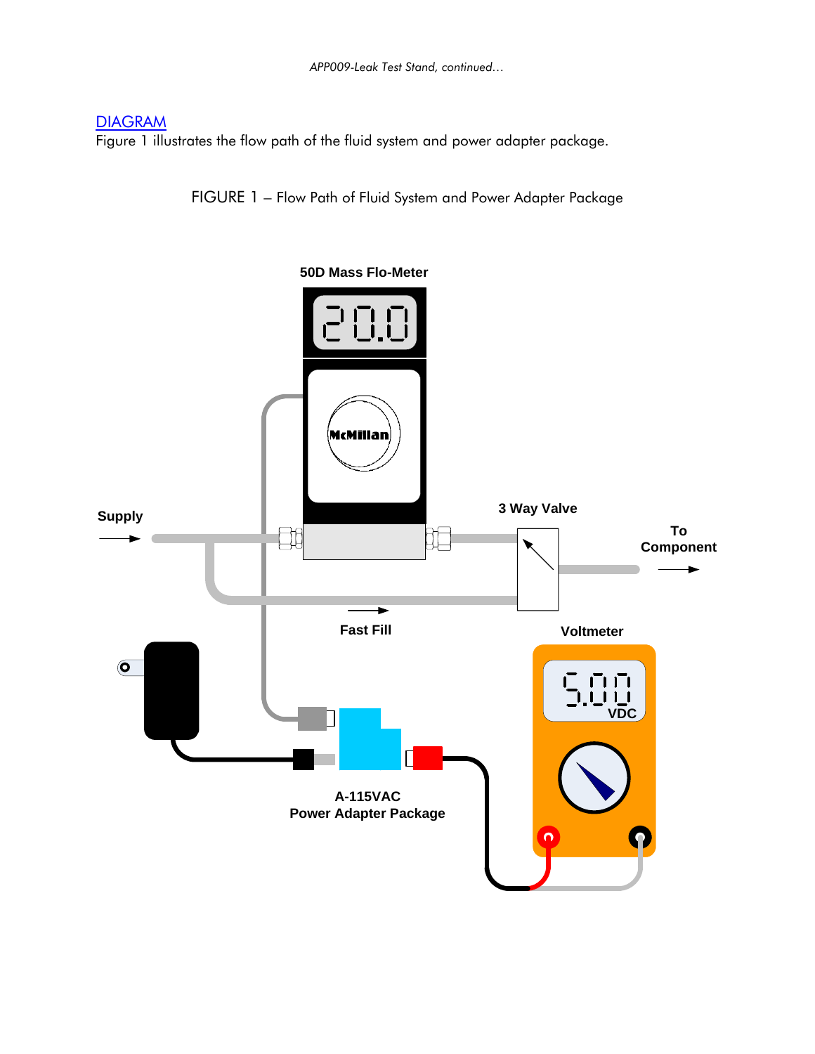## DIAGRAM

Figure 1 illustrates the flow path of the fluid system and power adapter package.

FIGURE 1 – Flow Path of Fluid System and Power Adapter Package

50D Mass Flo-Meter

20.0

McMillan

Supply

3 Way Valve

To Component

Fast Fill

Voltmeter

5.00

VDC

A-115VAC
Power Adapter Package